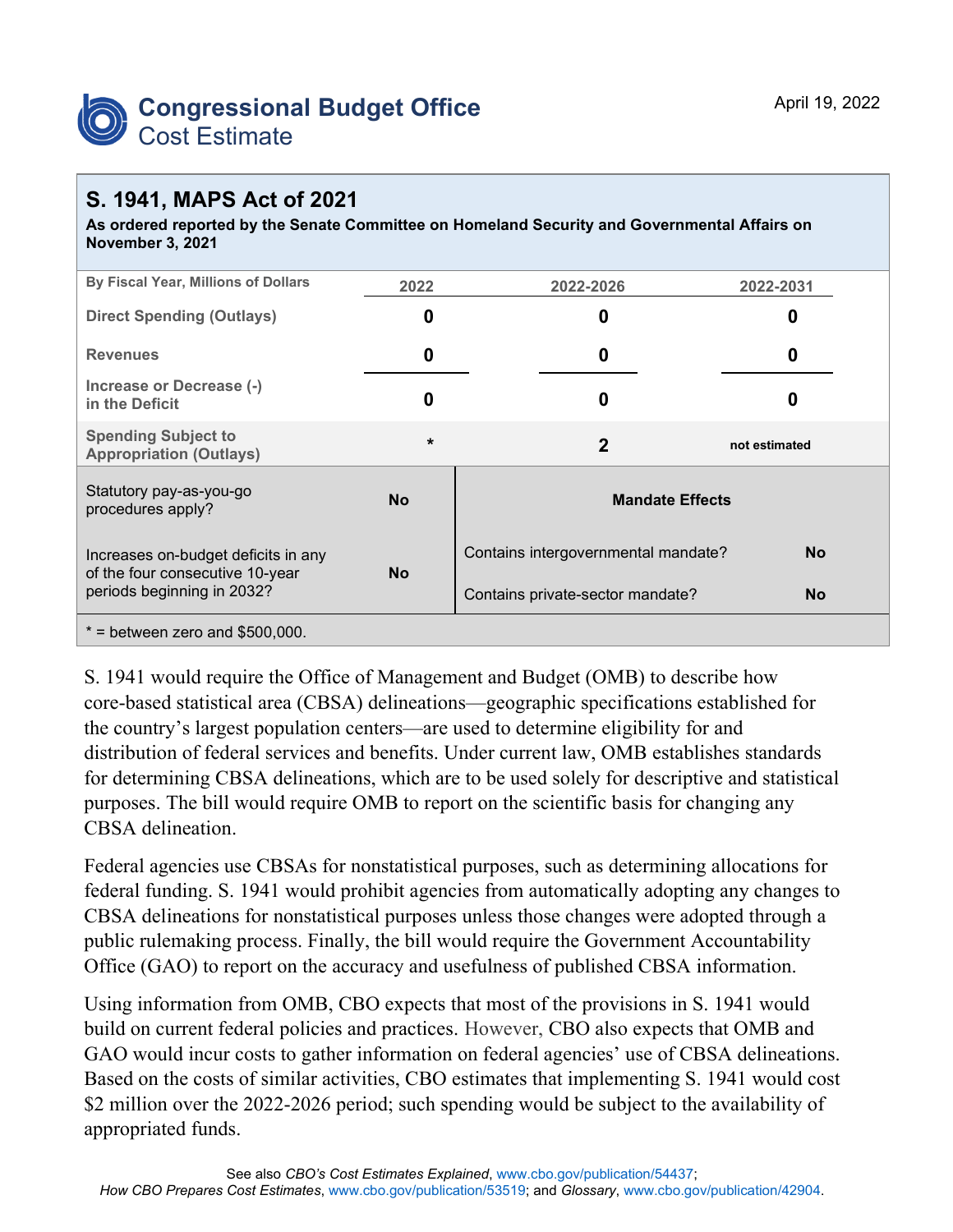# Congressional Budget Office
## Cost Estimate

April 19, 2022

## S. 1941, MAPS Act of 2021

**As ordered reported by the Senate Committee on Homeland Security and Governmental Affairs on November 3, 2021**

| By Fiscal Year, Millions of Dollars | 2022 | 2022-2026 | 2022-2031 |
|---|---|---|---|
| Direct Spending (Outlays) | 0 | 0 | 0 |
| Revenues | 0 | 0 | 0 |
| Increase or Decrease (-) in the Deficit | 0 | 0 | 0 |
| Spending Subject to Appropriation (Outlays) | * | 2 | not estimated |

| | | | |
|---|---|---|---|
| Statutory pay-as-you-go procedures apply? | No | **Mandate Effects** | |
| Increases on-budget deficits in any of the four consecutive 10-year periods beginning in 2032? | No | Contains intergovernmental mandate? | No |
| | | Contains private-sector mandate? | No |

* = between zero and $500,000.

S. 1941 would require the Office of Management and Budget (OMB) to describe how core-based statistical area (CBSA) delineations—geographic specifications established for the country's largest population centers—are used to determine eligibility for and distribution of federal services and benefits. Under current law, OMB establishes standards for determining CBSA delineations, which are to be used solely for descriptive and statistical purposes. The bill would require OMB to report on the scientific basis for changing any CBSA delineation.

Federal agencies use CBSAs for nonstatistical purposes, such as determining allocations for federal funding. S. 1941 would prohibit agencies from automatically adopting any changes to CBSA delineations for nonstatistical purposes unless those changes were adopted through a public rulemaking process. Finally, the bill would require the Government Accountability Office (GAO) to report on the accuracy and usefulness of published CBSA information.

Using information from OMB, CBO expects that most of the provisions in S. 1941 would build on current federal policies and practices. However, CBO also expects that OMB and GAO would incur costs to gather information on federal agencies' use of CBSA delineations. Based on the costs of similar activities, CBO estimates that implementing S. 1941 would cost $2 million over the 2022-2026 period; such spending would be subject to the availability of appropriated funds.

See also *CBO's Cost Estimates Explained*, www.cbo.gov/publication/54437; *How CBO Prepares Cost Estimates*, www.cbo.gov/publication/53519; and *Glossary*, www.cbo.gov/publication/42904.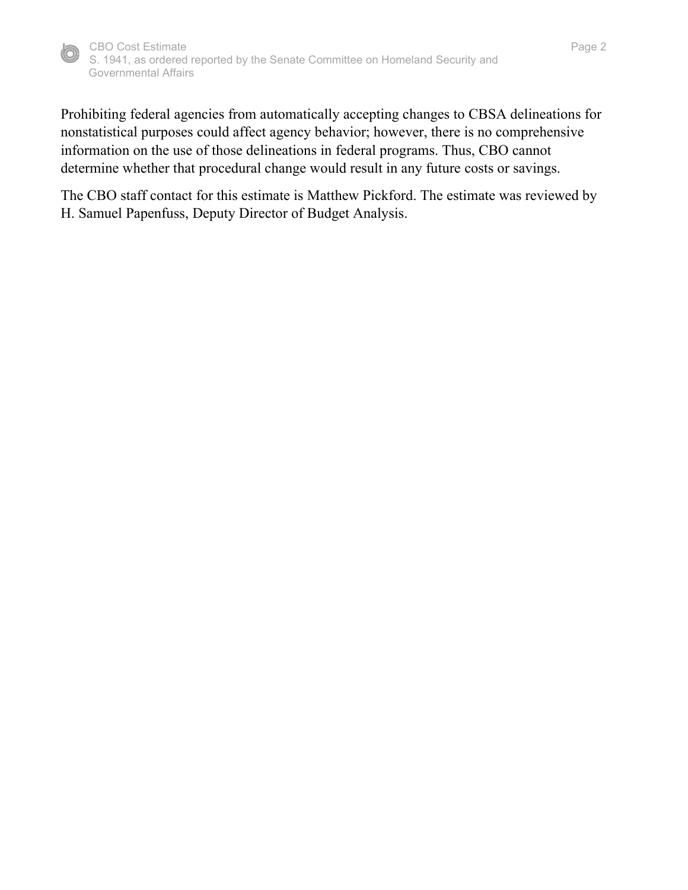Prohibiting federal agencies from automatically accepting changes to CBSA delineations for nonstatistical purposes could affect agency behavior; however, there is no comprehensive information on the use of those delineations in federal programs. Thus, CBO cannot determine whether that procedural change would result in any future costs or savings.

The CBO staff contact for this estimate is Matthew Pickford. The estimate was reviewed by H. Samuel Papenfuss, Deputy Director of Budget Analysis.